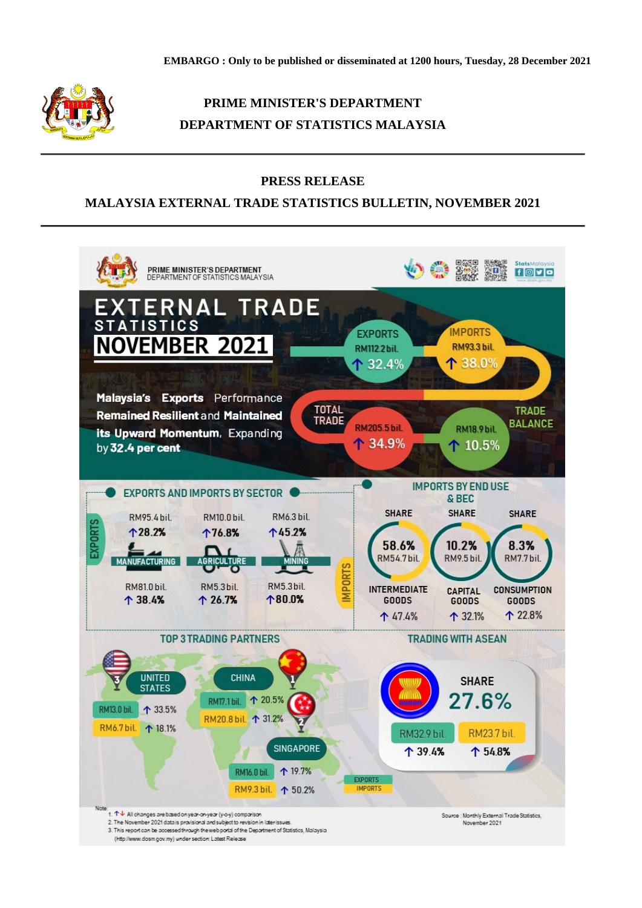EMBARGO : Only to be published or disseminated at 1200 hours, Tuesday, 28 December 2021

**PRIME MINISTER'S DEPARTMENT**

**DEPARTMENT OF STATISTICS MALAYSIA**

## PRESS RELEASE

## MALAYSIA EXTERNAL TRADE STATISTICS BULLETIN, NOVEMBER 2021

PRIME MINISTER'S DEPARTMENT
DEPARTMENT OF STATISTICS MALAYSIA

# EXTERNAL TRADE STATISTICS NOVEMBER 2021

**EXPORTS** RM112.2 bil. ↑ 32.4%

**IMPORTS** RM93.3 bil. ↑ 38.0%

**TOTAL TRADE** RM205.5 bil. ↑ 34.9%

**TRADE BALANCE** RM18.9 bil. ↑ 10.5%

**Malaysia's Exports** Performance **Remained Resilient** and **Maintained its Upward Momentum**, Expanding by **32.4 per cent**

### EXPORTS AND IMPORTS BY SECTOR

| | MANUFACTURING | AGRICULTURE | MINING |
|---|---|---|---|
| EXPORTS | RM95.4 bil. ↑28.2% | RM10.0 bil. ↑76.8% | RM6.3 bil. ↑45.2% |
| IMPORTS | RM81.0 bil. ↑ 38.4% | RM5.3 bil. ↑ 26.7% | RM5.3 bil. ↑80.0% |

### IMPORTS BY END USE & BEC

| | INTERMEDIATE GOODS | CAPITAL GOODS | CONSUMPTION GOODS |
|---|---|---|---|
| SHARE | 58.6% | 10.2% | 8.3% |
| Value | RM54.7 bil. | RM9.5 bil. | RM7.7 bil. |
| Change | ↑ 47.4% | ↑ 32.1% | ↑ 22.8% |

### TOP 3 TRADING PARTNERS

| Rank | Partner | Exports | Imports |
|---|---|---|---|
| 1 | CHINA | RM17.1 bil. ↑ 20.5% | RM20.8 bil. ↑ 31.2% |
| 2 | SINGAPORE | RM16.0 bil. ↑ 19.7% | RM9.3 bil. ↑ 50.2% |
| 3 | UNITED STATES | RM13.0 bil. ↑ 33.5% | RM6.7 bil. ↑ 18.1% |

### TRADING WITH ASEAN

SHARE 27.6%

| Exports | Imports |
|---|---|
| RM32.9 bil. ↑ 39.4% | RM23.7 bil. ↑ 54.8% |

Note:
1. ↑↓ All changes are based on year-on-year (y-o-y) comparison
2. The November 2021 data is provisional and subject to revision in later issues
3. This report can be accessed through the web portal of the Department of Statistics, Malaysia (http://www.dosm.gov.my) under section Latest Release

Source : Monthly External Trade Statistics, November 2021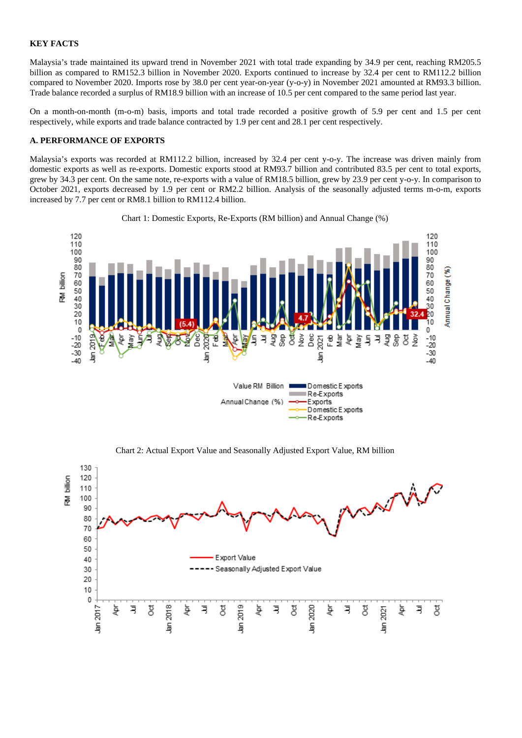**KEY FACTS**

Malaysia's trade maintained its upward trend in November 2021 with total trade expanding by 34.9 per cent, reaching RM205.5 billion as compared to RM152.3 billion in November 2020. Exports continued to increase by 32.4 per cent to RM112.2 billion compared to November 2020. Imports rose by 38.0 per cent year-on-year (y-o-y) in November 2021 amounted at RM93.3 billion. Trade balance recorded a surplus of RM18.9 billion with an increase of 10.5 per cent compared to the same period last year.

On a month-on-month (m-o-m) basis, imports and total trade recorded a positive growth of 5.9 per cent and 1.5 per cent respectively, while exports and trade balance contracted by 1.9 per cent and 28.1 per cent respectively.

**A. PERFORMANCE OF EXPORTS**

Malaysia's exports was recorded at RM112.2 billion, increased by 32.4 per cent y-o-y. The increase was driven mainly from domestic exports as well as re-exports. Domestic exports stood at RM93.7 billion and contributed 83.5 per cent to total exports, grew by 34.3 per cent. On the same note, re-exports with a value of RM18.5 billion, grew by 23.9 per cent y-o-y. In comparison to October 2021, exports decreased by 1.9 per cent or RM2.2 billion. Analysis of the seasonally adjusted terms m-o-m, exports increased by 7.7 per cent or RM8.1 billion to RM112.4 billion.

Chart 1: Domestic Exports, Re-Exports (RM billion) and Annual Change (%)

Chart 2: Actual Export Value and Seasonally Adjusted Export Value, RM billion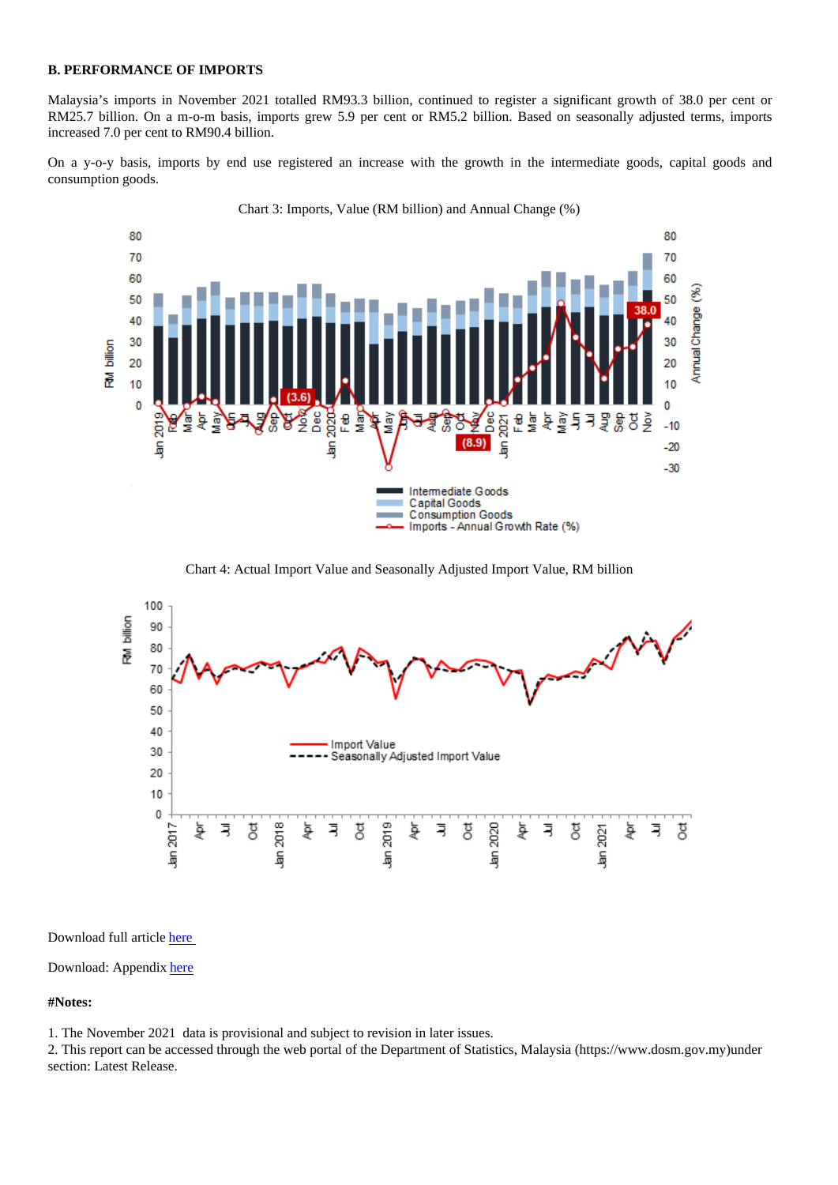**B. PERFORMANCE OF IMPORTS**

Malaysia's imports in November 2021 totalled RM93.3 billion, continued to register a significant growth of 38.0 per cent or RM25.7 billion. On a m-o-m basis, imports grew 5.9 per cent or RM5.2 billion. Based on seasonally adjusted terms, imports increased 7.0 per cent to RM90.4 billion.

On a y-o-y basis, imports by end use registered an increase with the growth in the intermediate goods, capital goods and consumption goods.

Chart 3: Imports, Value (RM billion) and Annual Change (%)

Chart 4: Actual Import Value and Seasonally Adjusted Import Value, RM billion

Download full article here

Download: Appendix here

**#Notes:**

1. The November 2021 data is provisional and subject to revision in later issues.
2. This report can be accessed through the web portal of the Department of Statistics, Malaysia (https://www.dosm.gov.my)under section: Latest Release.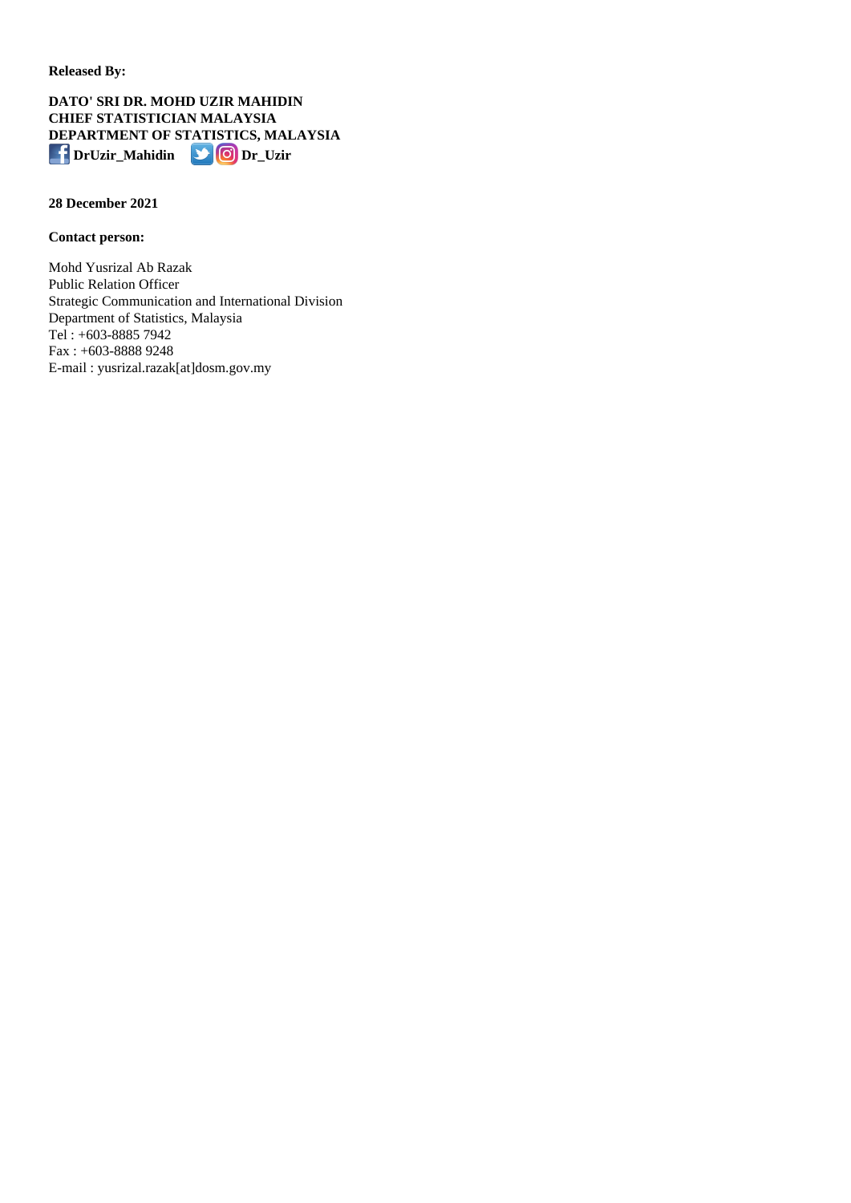**Released By:**

**DATO' SRI DR. MOHD UZIR MAHIDIN**
**CHIEF STATISTICIAN MALAYSIA**
**DEPARTMENT OF STATISTICS, MALAYSIA**
**DrUzir_Mahidin** **Dr_Uzir**

**28 December 2021**

**Contact person:**

Mohd Yusrizal Ab Razak
Public Relation Officer
Strategic Communication and International Division
Department of Statistics, Malaysia
Tel : +603-8885 7942
Fax : +603-8888 9248
E-mail : yusrizal.razak[at]dosm.gov.my